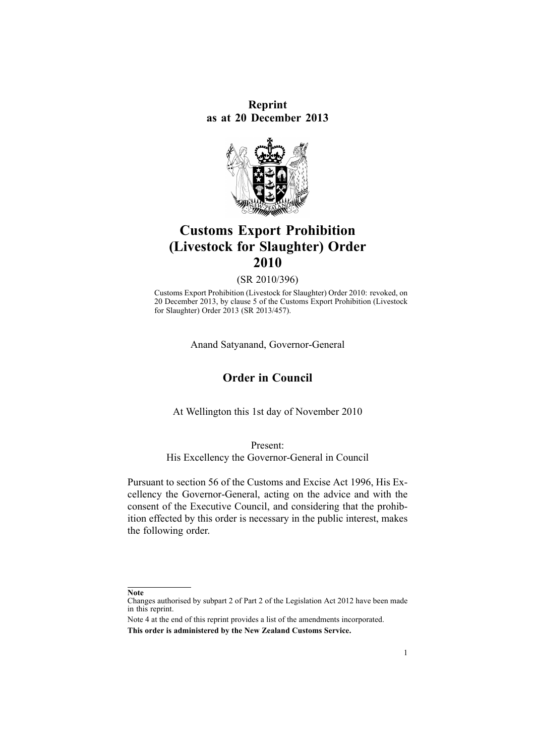**Reprint as at 20 December 2013**

# Customs Export Prohibition (Livestock for Slaughter) Order 2010

(SR 2010/396)

Customs Export Prohibition (Livestock for Slaughter) Order 2010: revoked, on 20 December 2013, by clause 5 of the Customs Export Prohibition (Livestock for Slaughter) Order 2013 (SR 2013/457).

Anand Satyanand, Governor-General

## Order in Council

At Wellington this 1st day of November 2010

Present:
His Excellency the Governor-General in Council

Pursuant to section 56 of the Customs and Excise Act 1996, His Excellency the Governor-General, acting on the advice and with the consent of the Executive Council, and considering that the prohibition effected by this order is necessary in the public interest, makes the following order.

---

**Note**

Changes authorised by subpart 2 of Part 2 of the Legislation Act 2012 have been made in this reprint.

Note 4 at the end of this reprint provides a list of the amendments incorporated.

**This order is administered by the New Zealand Customs Service.**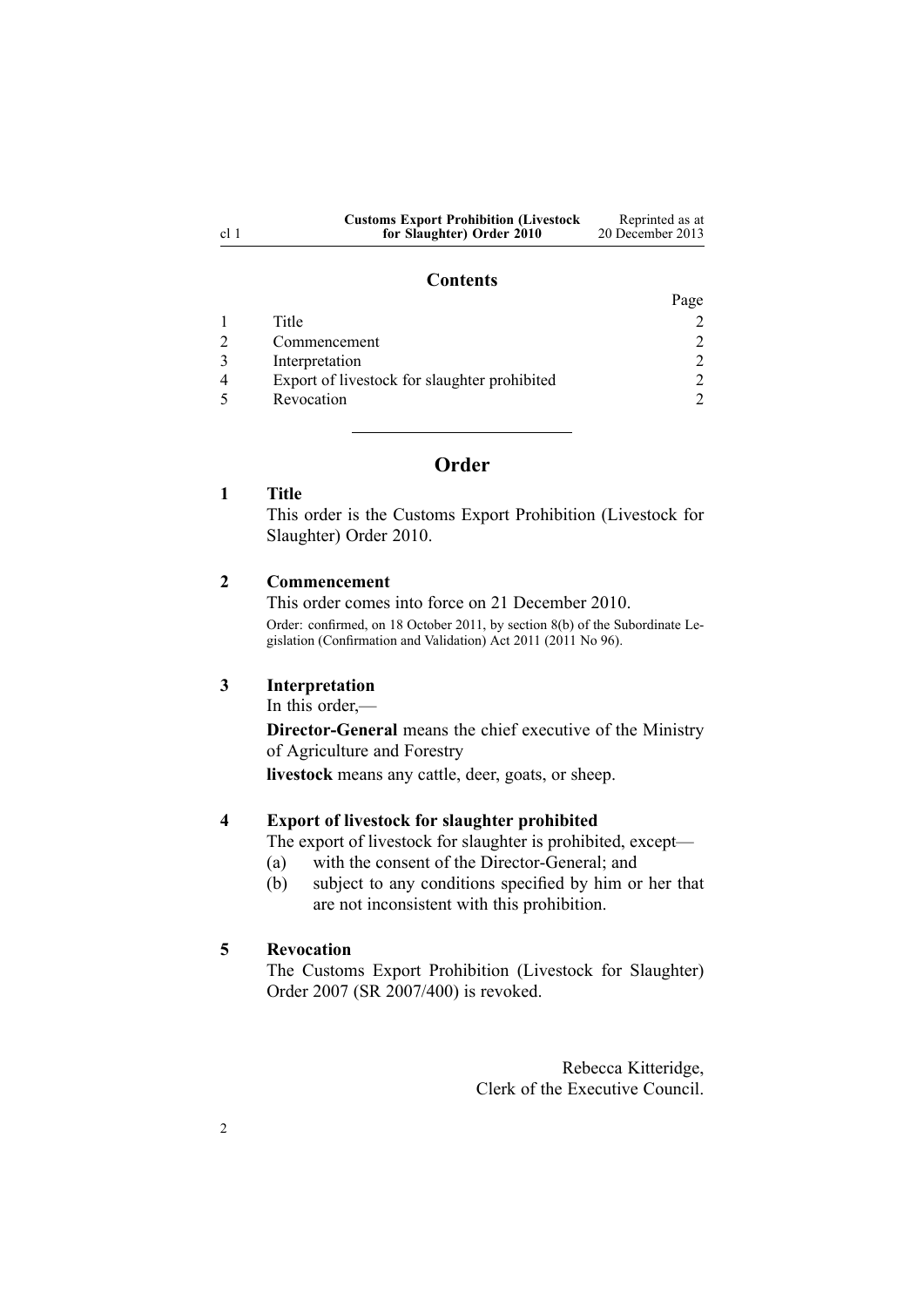## Contents

| | | Page |
|---|---|---|
| 1 | Title | 2 |
| 2 | Commencement | 2 |
| 3 | Interpretation | 2 |
| 4 | Export of livestock for slaughter prohibited | 2 |
| 5 | Revocation | 2 |

# Order

### 1 Title

This order is the Customs Export Prohibition (Livestock for Slaughter) Order 2010.

### 2 Commencement

This order comes into force on 21 December 2010.

Order: confirmed, on 18 October 2011, by section 8(b) of the Subordinate Legislation (Confirmation and Validation) Act 2011 (2011 No 96).

### 3 Interpretation

In this order,—

**Director-General** means the chief executive of the Ministry of Agriculture and Forestry

**livestock** means any cattle, deer, goats, or sheep.

### 4 Export of livestock for slaughter prohibited

The export of livestock for slaughter is prohibited, except—

(a) with the consent of the Director-General; and

(b) subject to any conditions specified by him or her that are not inconsistent with this prohibition.

### 5 Revocation

The Customs Export Prohibition (Livestock for Slaughter) Order 2007 (SR 2007/400) is revoked.

Rebecca Kitteridge,
Clerk of the Executive Council.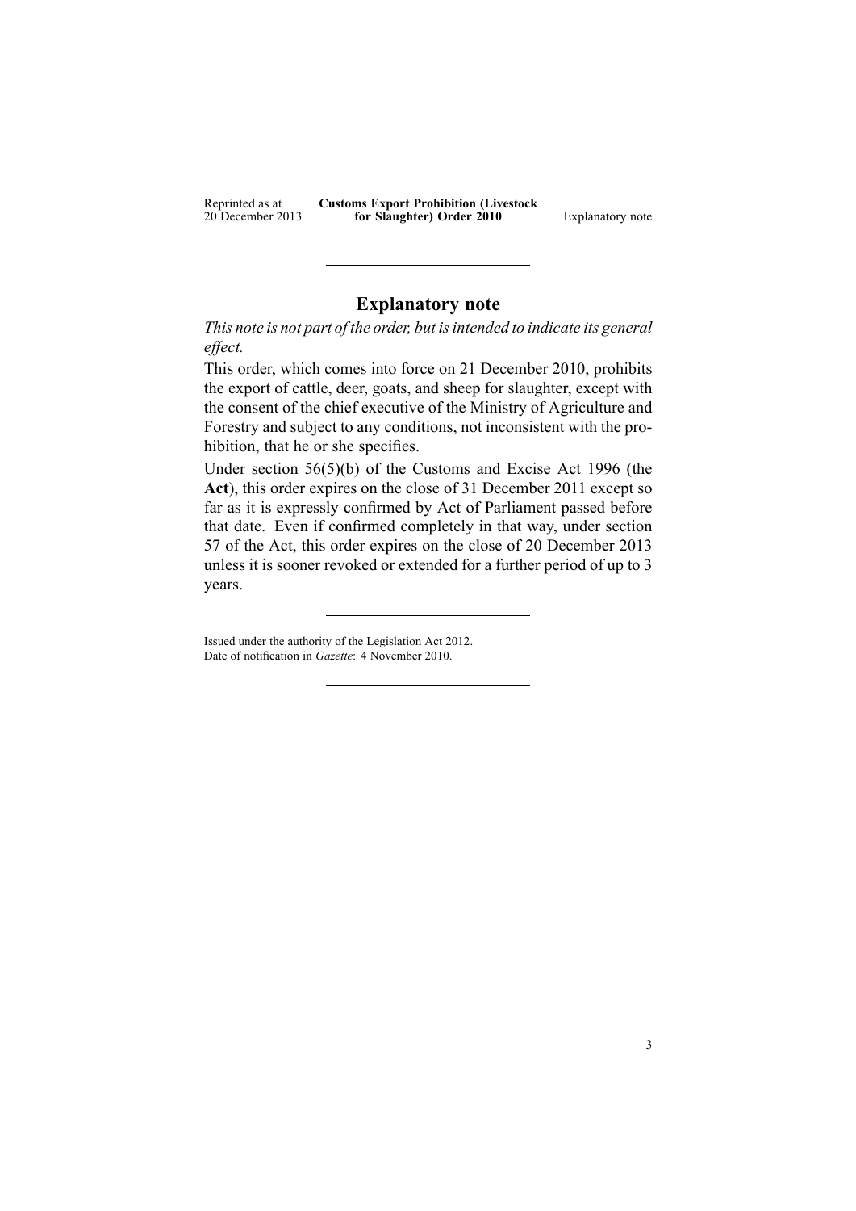## Explanatory note

*This note is not part of the order, but is intended to indicate its general effect.*

This order, which comes into force on 21 December 2010, prohibits the export of cattle, deer, goats, and sheep for slaughter, except with the consent of the chief executive of the Ministry of Agriculture and Forestry and subject to any conditions, not inconsistent with the prohibition, that he or she specifies.

Under section 56(5)(b) of the Customs and Excise Act 1996 (the **Act**), this order expires on the close of 31 December 2011 except so far as it is expressly confirmed by Act of Parliament passed before that date. Even if confirmed completely in that way, under section 57 of the Act, this order expires on the close of 20 December 2013 unless it is sooner revoked or extended for a further period of up to 3 years.

---

Issued under the authority of the Legislation Act 2012.
Date of notification in *Gazette*: 4 November 2010.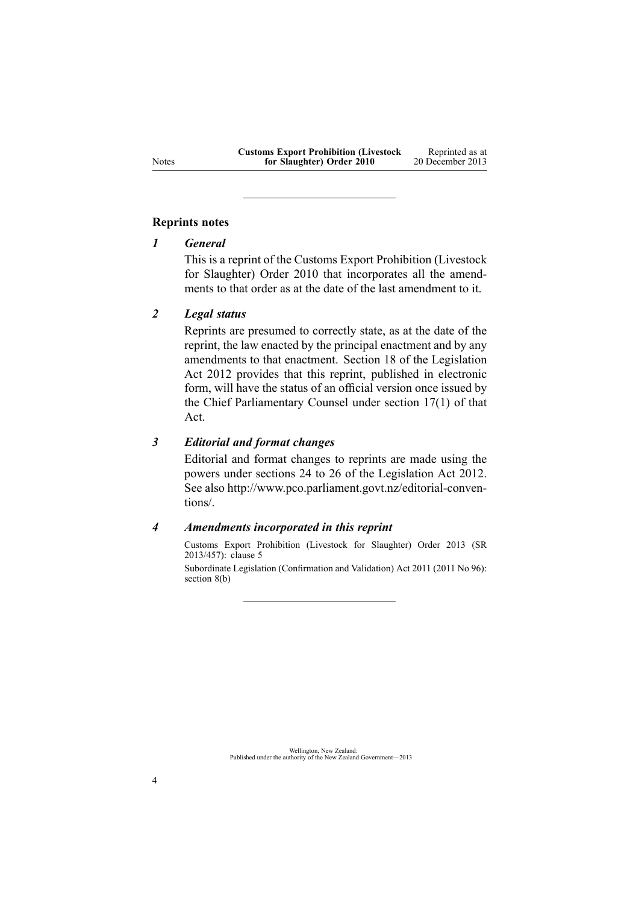## Reprints notes

### *1 General*

This is a reprint of the Customs Export Prohibition (Livestock for Slaughter) Order 2010 that incorporates all the amendments to that order as at the date of the last amendment to it.

### *2 Legal status*

Reprints are presumed to correctly state, as at the date of the reprint, the law enacted by the principal enactment and by any amendments to that enactment. Section 18 of the Legislation Act 2012 provides that this reprint, published in electronic form, will have the status of an official version once issued by the Chief Parliamentary Counsel under section 17(1) of that Act.

### *3 Editorial and format changes*

Editorial and format changes to reprints are made using the powers under sections 24 to 26 of the Legislation Act 2012. See also http://www.pco.parliament.govt.nz/editorial-conventions/.

### *4 Amendments incorporated in this reprint*

Customs Export Prohibition (Livestock for Slaughter) Order 2013 (SR 2013/457): clause 5

Subordinate Legislation (Confirmation and Validation) Act 2011 (2011 No 96): section 8(b)

Wellington, New Zealand:
Published under the authority of the New Zealand Government—2013